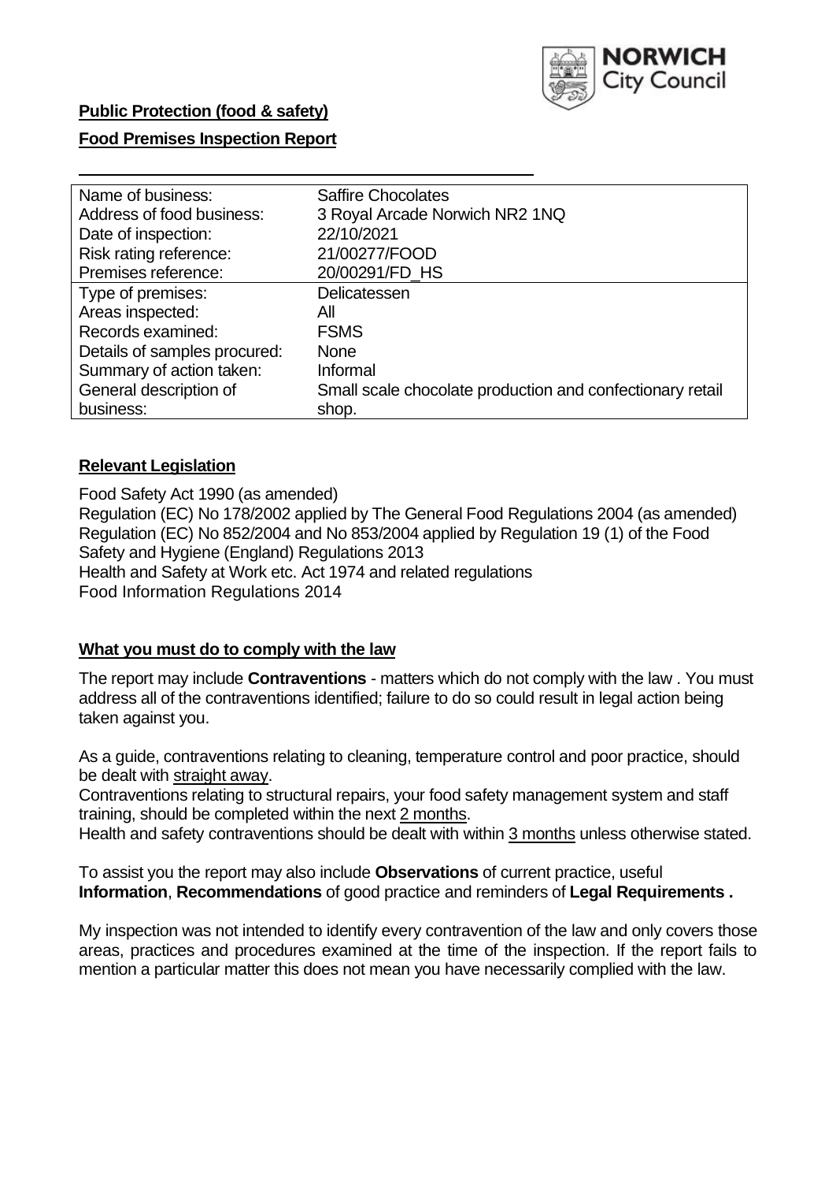**Public Protection (food & safety)**

**Food Premises Inspection Report**

| | |
|---|---|
| Name of business: | Saffire Chocolates |
| Address of food business: | 3 Royal Arcade Norwich NR2 1NQ |
| Date of inspection: | 22/10/2021 |
| Risk rating reference: | 21/00277/FOOD |
| Premises reference: | 20/00291/FD_HS |
| Type of premises: | Delicatessen |
| Areas inspected: | All |
| Records examined: | FSMS |
| Details of samples procured: | None |
| Summary of action taken: | Informal |
| General description of business: | Small scale chocolate production and confectionary retail shop. |

## Relevant Legislation

Food Safety Act 1990 (as amended)
Regulation (EC) No 178/2002 applied by The General Food Regulations 2004 (as amended)
Regulation (EC) No 852/2004 and No 853/2004 applied by Regulation 19 (1) of the Food Safety and Hygiene (England) Regulations 2013
Health and Safety at Work etc. Act 1974 and related regulations
Food Information Regulations 2014

## What you must do to comply with the law

The report may include **Contraventions** - matters which do not comply with the law . You must address all of the contraventions identified; failure to do so could result in legal action being taken against you.

As a guide, contraventions relating to cleaning, temperature control and poor practice, should be dealt with straight away.

Contraventions relating to structural repairs, your food safety management system and staff training, should be completed within the next 2 months.

Health and safety contraventions should be dealt with within 3 months unless otherwise stated.

To assist you the report may also include **Observations** of current practice, useful **Information**, **Recommendations** of good practice and reminders of **Legal Requirements .**

My inspection was not intended to identify every contravention of the law and only covers those areas, practices and procedures examined at the time of the inspection. If the report fails to mention a particular matter this does not mean you have necessarily complied with the law.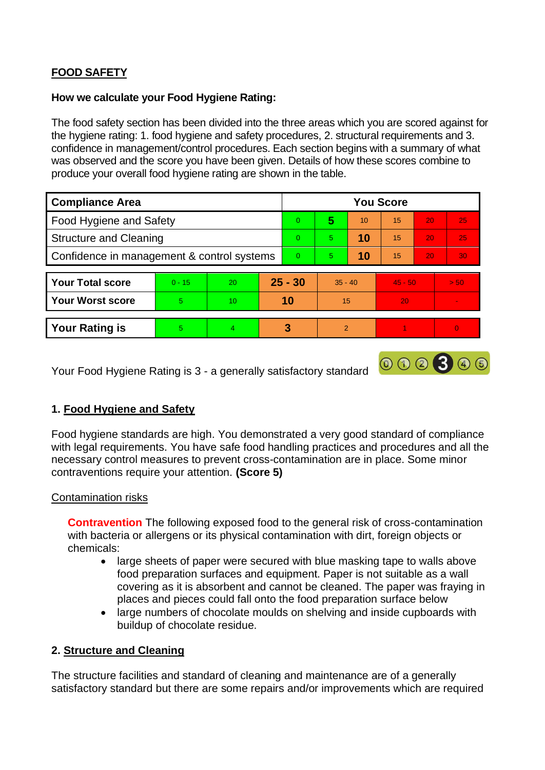## FOOD SAFETY

**How we calculate your Food Hygiene Rating:**

The food safety section has been divided into the three areas which you are scored against for the hygiene rating: 1. food hygiene and safety procedures, 2. structural requirements and 3. confidence in management/control procedures. Each section begins with a summary of what was observed and the score you have been given. Details of how these scores combine to produce your overall food hygiene rating are shown in the table.

| Compliance Area | You Score | | | | | |
|---|---|---|---|---|---|---|
| Food Hygiene and Safety | 0 | **5** | 10 | 15 | 20 | 25 |
| Structure and Cleaning | 0 | 5 | **10** | 15 | 20 | 25 |
| Confidence in management & control systems | 0 | 5 | **10** | 15 | 20 | 30 |

| | | | | | | |
|---|---|---|---|---|---|---|
| **Your Total score** | 0 - 15 | 20 | **25 - 30** | 35 - 40 | 45 - 50 | > 50 |
| **Your Worst score** | 5 | 10 | **10** | 15 | 20 | - |

| | | | | | | |
|---|---|---|---|---|---|---|
| **Your Rating is** | 5 | 4 | **3** | 2 | 1 | 0 |

Your Food Hygiene Rating is 3 - a generally satisfactory standard

### 1. Food Hygiene and Safety

Food hygiene standards are high. You demonstrated a very good standard of compliance with legal requirements. You have safe food handling practices and procedures and all the necessary control measures to prevent cross-contamination are in place. Some minor contraventions require your attention. **(Score 5)**

Contamination risks

**Contravention** The following exposed food to the general risk of cross-contamination with bacteria or allergens or its physical contamination with dirt, foreign objects or chemicals:

- large sheets of paper were secured with blue masking tape to walls above food preparation surfaces and equipment. Paper is not suitable as a wall covering as it is absorbent and cannot be cleaned. The paper was fraying in places and pieces could fall onto the food preparation surface below
- large numbers of chocolate moulds on shelving and inside cupboards with buildup of chocolate residue.

### 2. Structure and Cleaning

The structure facilities and standard of cleaning and maintenance are of a generally satisfactory standard but there are some repairs and/or improvements which are required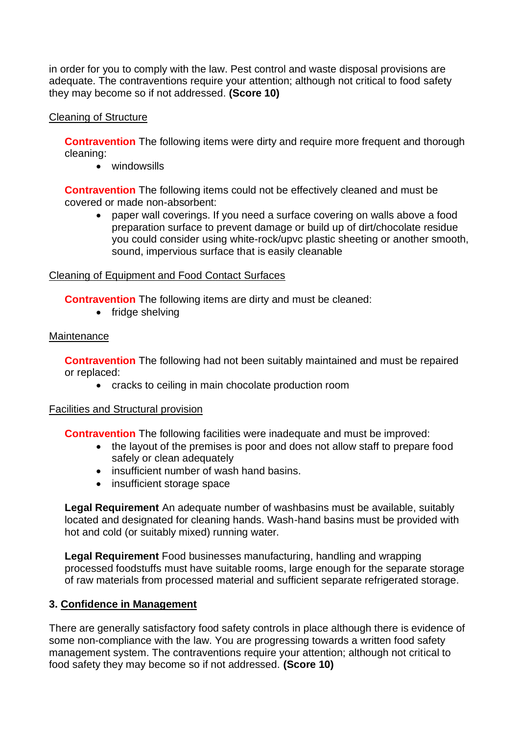in order for you to comply with the law. Pest control and waste disposal provisions are adequate. The contraventions require your attention; although not critical to food safety they may become so if not addressed. **(Score 10)**

Cleaning of Structure

**Contravention** The following items were dirty and require more frequent and thorough cleaning:

- windowsills

**Contravention** The following items could not be effectively cleaned and must be covered or made non-absorbent:

- paper wall coverings. If you need a surface covering on walls above a food preparation surface to prevent damage or build up of dirt/chocolate residue you could consider using white-rock/upvc plastic sheeting or another smooth, sound, impervious surface that is easily cleanable

Cleaning of Equipment and Food Contact Surfaces

**Contravention** The following items are dirty and must be cleaned:

- fridge shelving

Maintenance

**Contravention** The following had not been suitably maintained and must be repaired or replaced:

- cracks to ceiling in main chocolate production room

Facilities and Structural provision

**Contravention** The following facilities were inadequate and must be improved:

- the layout of the premises is poor and does not allow staff to prepare food safely or clean adequately
- insufficient number of wash hand basins.
- insufficient storage space

**Legal Requirement** An adequate number of washbasins must be available, suitably located and designated for cleaning hands. Wash-hand basins must be provided with hot and cold (or suitably mixed) running water.

**Legal Requirement** Food businesses manufacturing, handling and wrapping processed foodstuffs must have suitable rooms, large enough for the separate storage of raw materials from processed material and sufficient separate refrigerated storage.

## 3. Confidence in Management

There are generally satisfactory food safety controls in place although there is evidence of some non-compliance with the law. You are progressing towards a written food safety management system. The contraventions require your attention; although not critical to food safety they may become so if not addressed. **(Score 10)**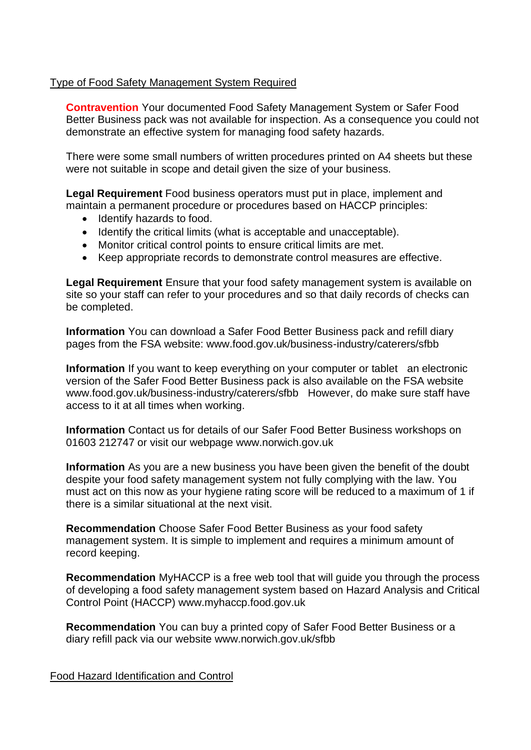Type of Food Safety Management System Required

**Contravention** Your documented Food Safety Management System or Safer Food Better Business pack was not available for inspection. As a consequence you could not demonstrate an effective system for managing food safety hazards.

There were some small numbers of written procedures printed on A4 sheets but these were not suitable in scope and detail given the size of your business.

**Legal Requirement** Food business operators must put in place, implement and maintain a permanent procedure or procedures based on HACCP principles:

- Identify hazards to food.
- Identify the critical limits (what is acceptable and unacceptable).
- Monitor critical control points to ensure critical limits are met.
- Keep appropriate records to demonstrate control measures are effective.

**Legal Requirement** Ensure that your food safety management system is available on site so your staff can refer to your procedures and so that daily records of checks can be completed.

**Information** You can download a Safer Food Better Business pack and refill diary pages from the FSA website: www.food.gov.uk/business-industry/caterers/sfbb

**Information** If you want to keep everything on your computer or tablet an electronic version of the Safer Food Better Business pack is also available on the FSA website www.food.gov.uk/business-industry/caterers/sfbb However, do make sure staff have access to it at all times when working.

**Information** Contact us for details of our Safer Food Better Business workshops on 01603 212747 or visit our webpage www.norwich.gov.uk

**Information** As you are a new business you have been given the benefit of the doubt despite your food safety management system not fully complying with the law. You must act on this now as your hygiene rating score will be reduced to a maximum of 1 if there is a similar situational at the next visit.

**Recommendation** Choose Safer Food Better Business as your food safety management system. It is simple to implement and requires a minimum amount of record keeping.

**Recommendation** MyHACCP is a free web tool that will guide you through the process of developing a food safety management system based on Hazard Analysis and Critical Control Point (HACCP) www.myhaccp.food.gov.uk

**Recommendation** You can buy a printed copy of Safer Food Better Business or a diary refill pack via our website www.norwich.gov.uk/sfbb

Food Hazard Identification and Control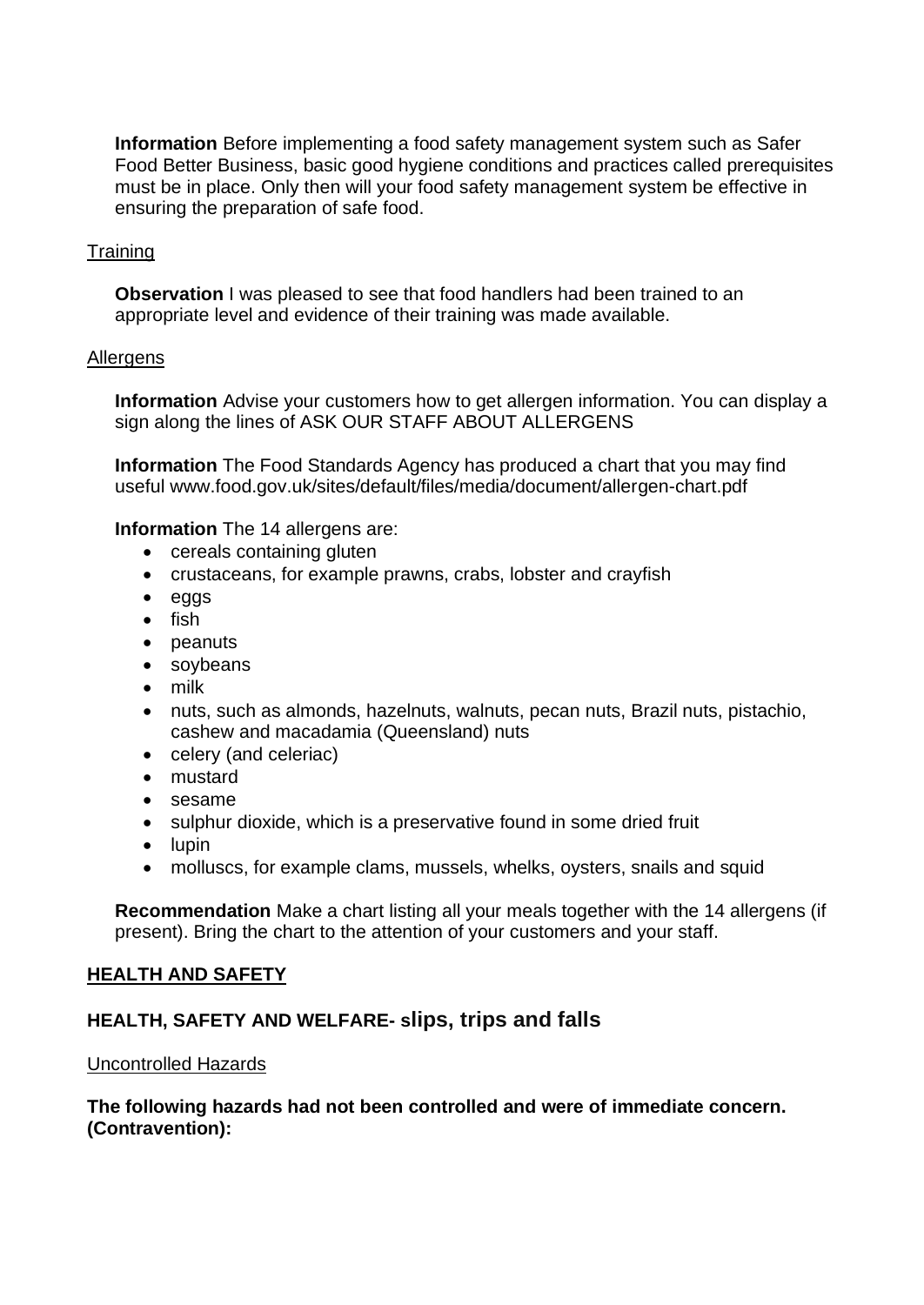**Information** Before implementing a food safety management system such as Safer Food Better Business, basic good hygiene conditions and practices called prerequisites must be in place. Only then will your food safety management system be effective in ensuring the preparation of safe food.

Training

**Observation** I was pleased to see that food handlers had been trained to an appropriate level and evidence of their training was made available.

Allergens

**Information** Advise your customers how to get allergen information. You can display a sign along the lines of ASK OUR STAFF ABOUT ALLERGENS

**Information** The Food Standards Agency has produced a chart that you may find useful www.food.gov.uk/sites/default/files/media/document/allergen-chart.pdf

**Information** The 14 allergens are:

- cereals containing gluten
- crustaceans, for example prawns, crabs, lobster and crayfish
- eggs
- fish
- peanuts
- soybeans
- milk
- nuts, such as almonds, hazelnuts, walnuts, pecan nuts, Brazil nuts, pistachio, cashew and macadamia (Queensland) nuts
- celery (and celeriac)
- mustard
- sesame
- sulphur dioxide, which is a preservative found in some dried fruit
- lupin
- molluscs, for example clams, mussels, whelks, oysters, snails and squid

**Recommendation** Make a chart listing all your meals together with the 14 allergens (if present). Bring the chart to the attention of your customers and your staff.

## HEALTH AND SAFETY

### HEALTH, SAFETY AND WELFARE- slips, trips and falls

Uncontrolled Hazards

**The following hazards had not been controlled and were of immediate concern. (Contravention):**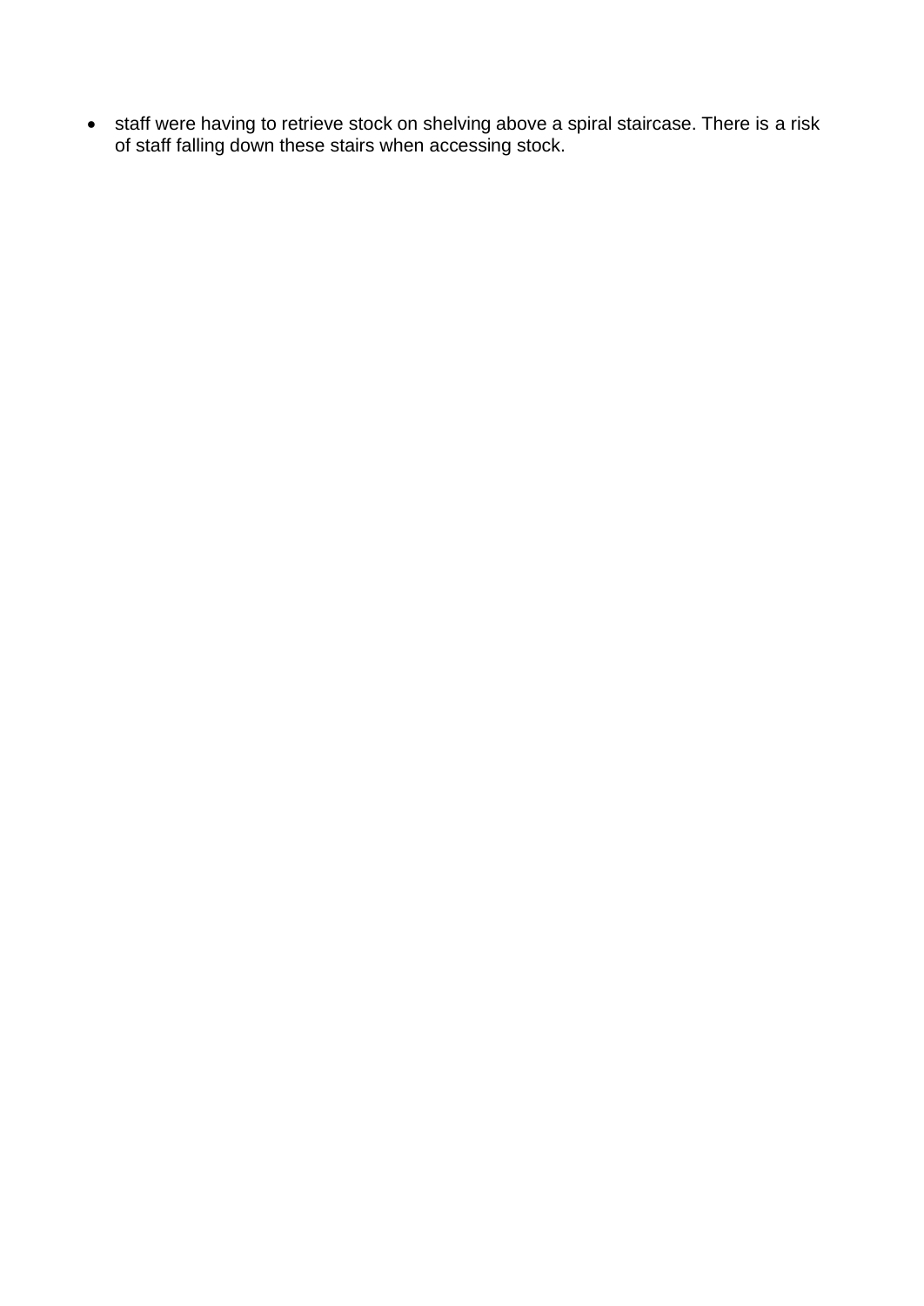- staff were having to retrieve stock on shelving above a spiral staircase. There is a risk of staff falling down these stairs when accessing stock.